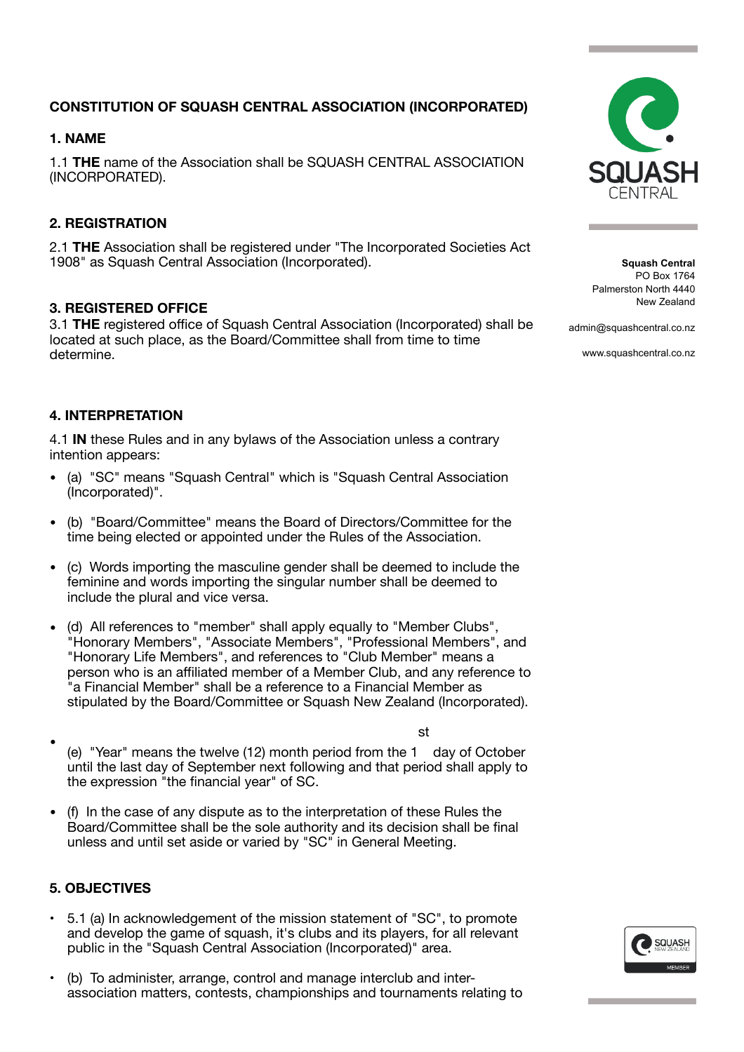# CONSTITUTION OF SQUASH CENTRAL ASSOCIATION (INCORPORATED)

## 1. NAME

1.1 **THE** name of the Association shall be SQUASH CENTRAL ASSOCIATION (INCORPORATED).

## 2. REGISTRATION

2.1 **THE** Association shall be registered under "The Incorporated Societies Act 1908" as Squash Central Association (Incorporated).

## 3. REGISTERED OFFICE

3.1 **THE** registered office of Squash Central Association (Incorporated) shall be located at such place, as the Board/Committee shall from time to time determine.

**Squash Central**
PO Box 1764
Palmerston North 4440
New Zealand

admin@squashcentral.co.nz

www.squashcentral.co.nz

## 4. INTERPRETATION

4.1 **IN** these Rules and in any bylaws of the Association unless a contrary intention appears:

- (a) "SC" means "Squash Central" which is "Squash Central Association (Incorporated)".
- (b) "Board/Committee" means the Board of Directors/Committee for the time being elected or appointed under the Rules of the Association.
- (c) Words importing the masculine gender shall be deemed to include the feminine and words importing the singular number shall be deemed to include the plural and vice versa.
- (d) All references to "member" shall apply equally to "Member Clubs", "Honorary Members", "Associate Members", "Professional Members", and "Honorary Life Members", and references to "Club Member" means a person who is an affiliated member of a Member Club, and any reference to "a Financial Member" shall be a reference to a Financial Member as stipulated by the Board/Committee or Squash New Zealand (Incorporated).
- (e) "Year" means the twelve (12) month period from the 1st day of October until the last day of September next following and that period shall apply to the expression "the financial year" of SC.
- (f) In the case of any dispute as to the interpretation of these Rules the Board/Committee shall be the sole authority and its decision shall be final unless and until set aside or varied by "SC" in General Meeting.

## 5. OBJECTIVES

- 5.1 (a) In acknowledgement of the mission statement of "SC", to promote and develop the game of squash, it's clubs and its players, for all relevant public in the "Squash Central Association (Incorporated)" area.
- (b) To administer, arrange, control and manage interclub and inter-association matters, contests, championships and tournaments relating to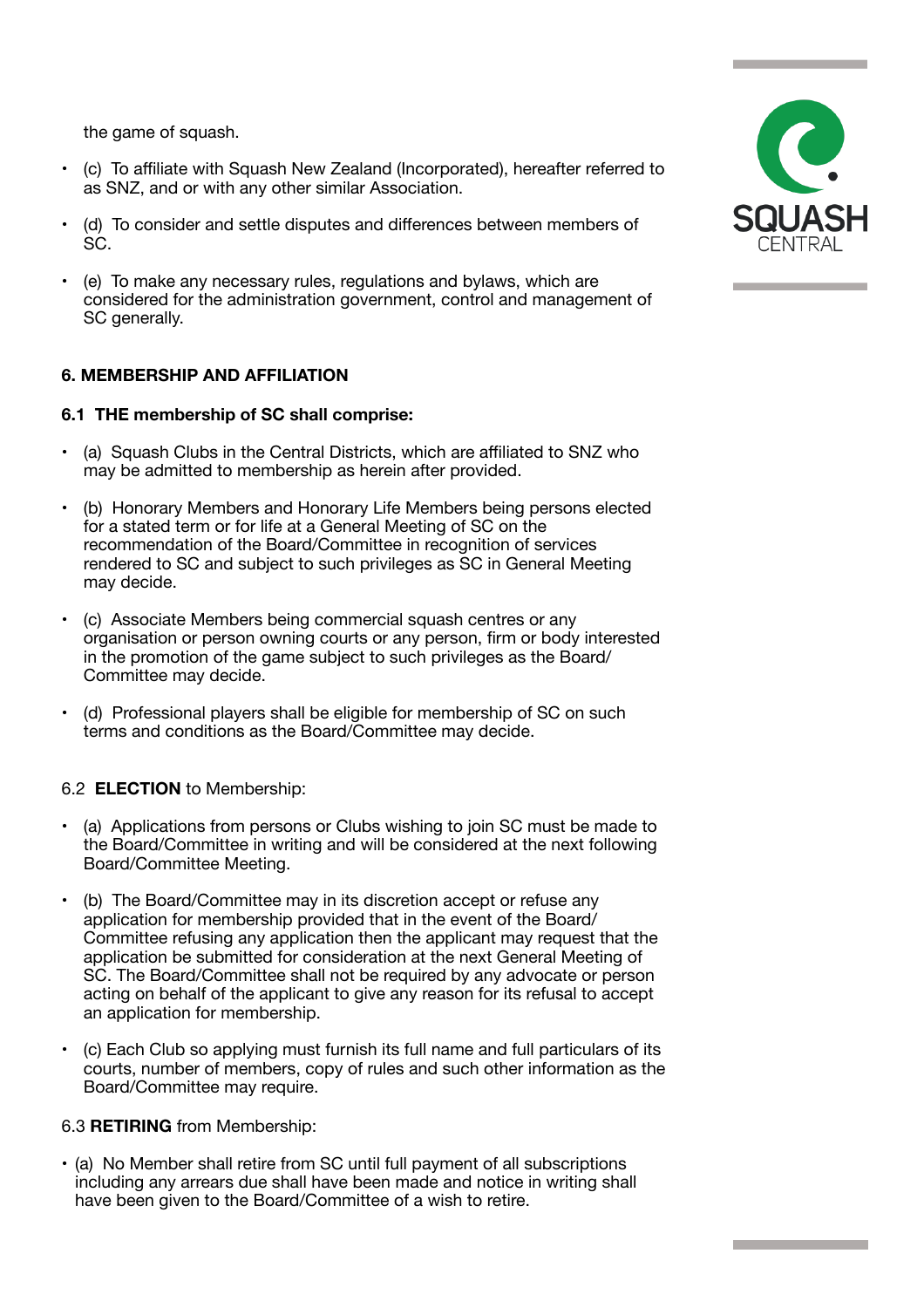the game of squash.

- (c) To affiliate with Squash New Zealand (Incorporated), hereafter referred to as SNZ, and or with any other similar Association.
- (d) To consider and settle disputes and differences between members of SC.
- (e) To make any necessary rules, regulations and bylaws, which are considered for the administration government, control and management of SC generally.

**6. MEMBERSHIP AND AFFILIATION**

**6.1 THE membership of SC shall comprise:**

- (a) Squash Clubs in the Central Districts, which are affiliated to SNZ who may be admitted to membership as herein after provided.
- (b) Honorary Members and Honorary Life Members being persons elected for a stated term or for life at a General Meeting of SC on the recommendation of the Board/Committee in recognition of services rendered to SC and subject to such privileges as SC in General Meeting may decide.
- (c) Associate Members being commercial squash centres or any organisation or person owning courts or any person, firm or body interested in the promotion of the game subject to such privileges as the Board/Committee may decide.
- (d) Professional players shall be eligible for membership of SC on such terms and conditions as the Board/Committee may decide.

6.2 **ELECTION** to Membership:

- (a) Applications from persons or Clubs wishing to join SC must be made to the Board/Committee in writing and will be considered at the next following Board/Committee Meeting.
- (b) The Board/Committee may in its discretion accept or refuse any application for membership provided that in the event of the Board/Committee refusing any application then the applicant may request that the application be submitted for consideration at the next General Meeting of SC. The Board/Committee shall not be required by any advocate or person acting on behalf of the applicant to give any reason for its refusal to accept an application for membership.
- (c) Each Club so applying must furnish its full name and full particulars of its courts, number of members, copy of rules and such other information as the Board/Committee may require.

6.3 **RETIRING** from Membership:

- (a) No Member shall retire from SC until full payment of all subscriptions including any arrears due shall have been made and notice in writing shall have been given to the Board/Committee of a wish to retire.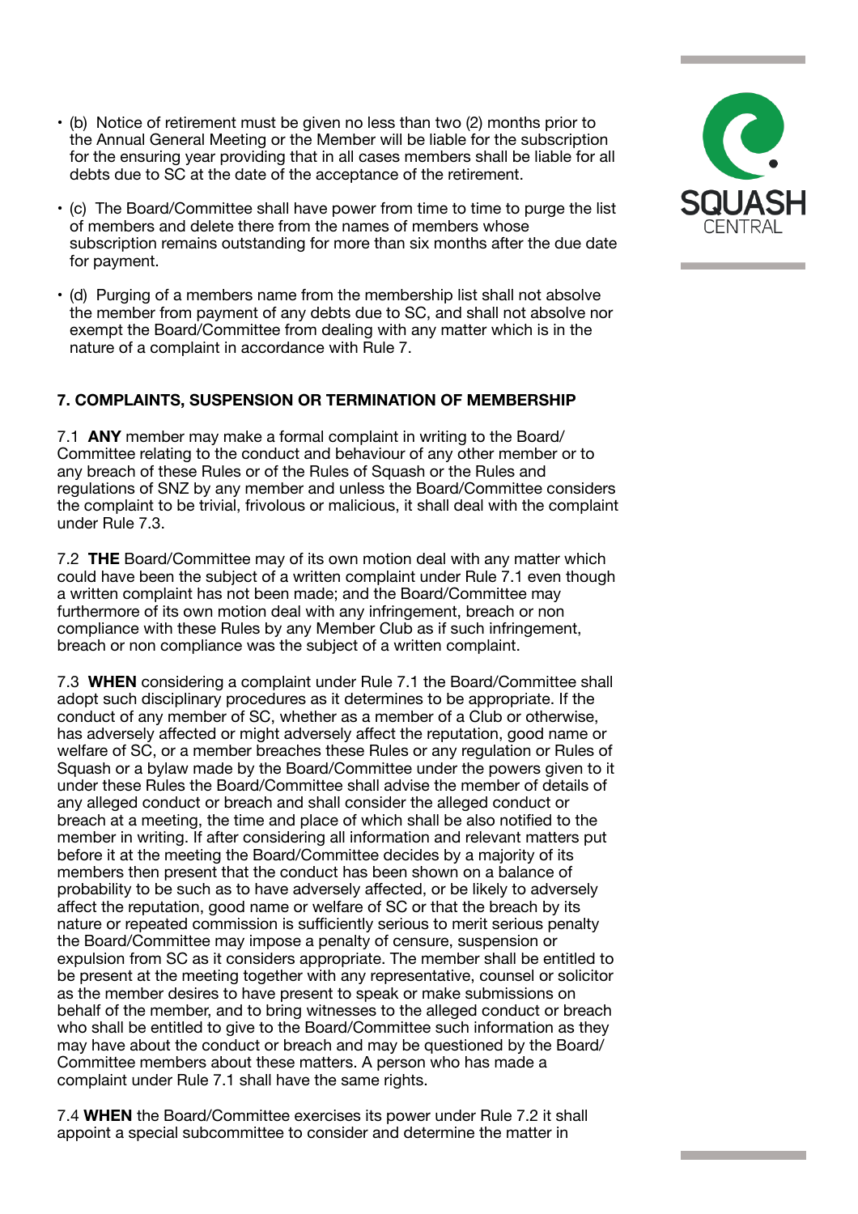- (b) Notice of retirement must be given no less than two (2) months prior to the Annual General Meeting or the Member will be liable for the subscription for the ensuring year providing that in all cases members shall be liable for all debts due to SC at the date of the acceptance of the retirement.
- (c) The Board/Committee shall have power from time to time to purge the list of members and delete there from the names of members whose subscription remains outstanding for more than six months after the due date for payment.
- (d) Purging of a members name from the membership list shall not absolve the member from payment of any debts due to SC, and shall not absolve nor exempt the Board/Committee from dealing with any matter which is in the nature of a complaint in accordance with Rule 7.

## 7. COMPLAINTS, SUSPENSION OR TERMINATION OF MEMBERSHIP

7.1 **ANY** member may make a formal complaint in writing to the Board/ Committee relating to the conduct and behaviour of any other member or to any breach of these Rules or of the Rules of Squash or the Rules and regulations of SNZ by any member and unless the Board/Committee considers the complaint to be trivial, frivolous or malicious, it shall deal with the complaint under Rule 7.3.

7.2 **THE** Board/Committee may of its own motion deal with any matter which could have been the subject of a written complaint under Rule 7.1 even though a written complaint has not been made; and the Board/Committee may furthermore of its own motion deal with any infringement, breach or non compliance with these Rules by any Member Club as if such infringement, breach or non compliance was the subject of a written complaint.

7.3 **WHEN** considering a complaint under Rule 7.1 the Board/Committee shall adopt such disciplinary procedures as it determines to be appropriate. If the conduct of any member of SC, whether as a member of a Club or otherwise, has adversely affected or might adversely affect the reputation, good name or welfare of SC, or a member breaches these Rules or any regulation or Rules of Squash or a bylaw made by the Board/Committee under the powers given to it under these Rules the Board/Committee shall advise the member of details of any alleged conduct or breach and shall consider the alleged conduct or breach at a meeting, the time and place of which shall be also notified to the member in writing. If after considering all information and relevant matters put before it at the meeting the Board/Committee decides by a majority of its members then present that the conduct has been shown on a balance of probability to be such as to have adversely affected, or be likely to adversely affect the reputation, good name or welfare of SC or that the breach by its nature or repeated commission is sufficiently serious to merit serious penalty the Board/Committee may impose a penalty of censure, suspension or expulsion from SC as it considers appropriate. The member shall be entitled to be present at the meeting together with any representative, counsel or solicitor as the member desires to have present to speak or make submissions on behalf of the member, and to bring witnesses to the alleged conduct or breach who shall be entitled to give to the Board/Committee such information as they may have about the conduct or breach and may be questioned by the Board/ Committee members about these matters. A person who has made a complaint under Rule 7.1 shall have the same rights.

7.4 **WHEN** the Board/Committee exercises its power under Rule 7.2 it shall appoint a special subcommittee to consider and determine the matter in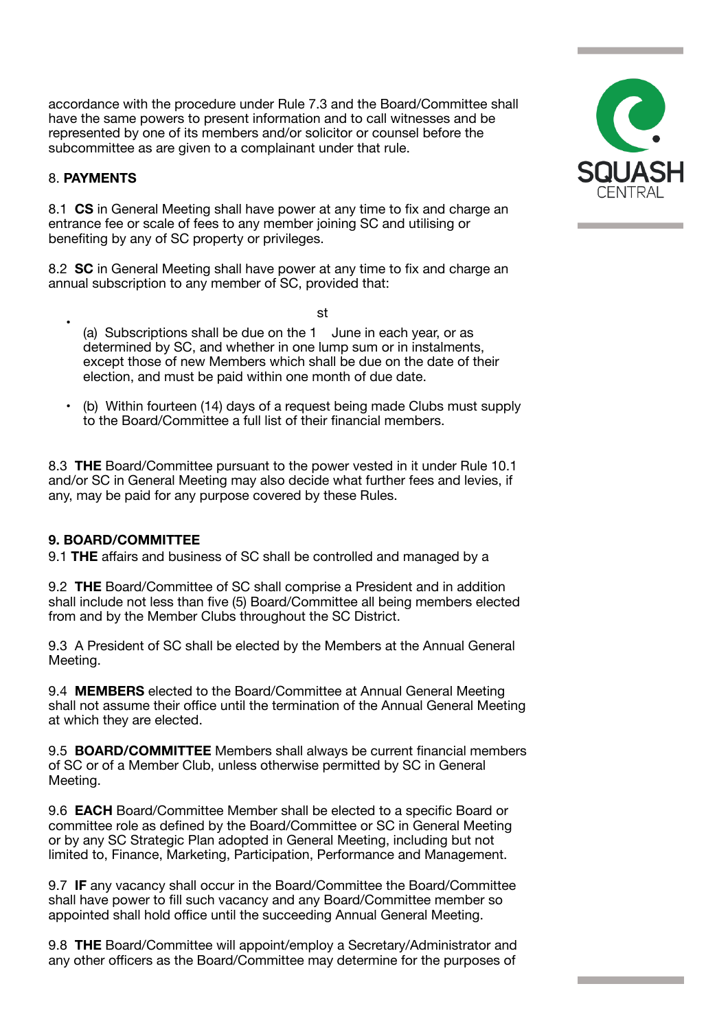accordance with the procedure under Rule 7.3 and the Board/Committee shall have the same powers to present information and to call witnesses and be represented by one of its members and/or solicitor or counsel before the subcommittee as are given to a complainant under that rule.

8. **PAYMENTS**

8.1 **CS** in General Meeting shall have power at any time to fix and charge an entrance fee or scale of fees to any member joining SC and utilising or benefiting by any of SC property or privileges.

8.2 **SC** in General Meeting shall have power at any time to fix and charge an annual subscription to any member of SC, provided that:

- (a) Subscriptions shall be due on the 1st June in each year, or as determined by SC, and whether in one lump sum or in instalments, except those of new Members which shall be due on the date of their election, and must be paid within one month of due date.
- (b) Within fourteen (14) days of a request being made Clubs must supply to the Board/Committee a full list of their financial members.

8.3 **THE** Board/Committee pursuant to the power vested in it under Rule 10.1 and/or SC in General Meeting may also decide what further fees and levies, if any, may be paid for any purpose covered by these Rules.

**9. BOARD/COMMITTEE**

9.1 **THE** affairs and business of SC shall be controlled and managed by a

9.2 **THE** Board/Committee of SC shall comprise a President and in addition shall include not less than five (5) Board/Committee all being members elected from and by the Member Clubs throughout the SC District.

9.3 A President of SC shall be elected by the Members at the Annual General Meeting.

9.4 **MEMBERS** elected to the Board/Committee at Annual General Meeting shall not assume their office until the termination of the Annual General Meeting at which they are elected.

9.5 **BOARD/COMMITTEE** Members shall always be current financial members of SC or of a Member Club, unless otherwise permitted by SC in General Meeting.

9.6 **EACH** Board/Committee Member shall be elected to a specific Board or committee role as defined by the Board/Committee or SC in General Meeting or by any SC Strategic Plan adopted in General Meeting, including but not limited to, Finance, Marketing, Participation, Performance and Management.

9.7 **IF** any vacancy shall occur in the Board/Committee the Board/Committee shall have power to fill such vacancy and any Board/Committee member so appointed shall hold office until the succeeding Annual General Meeting.

9.8 **THE** Board/Committee will appoint/employ a Secretary/Administrator and any other officers as the Board/Committee may determine for the purposes of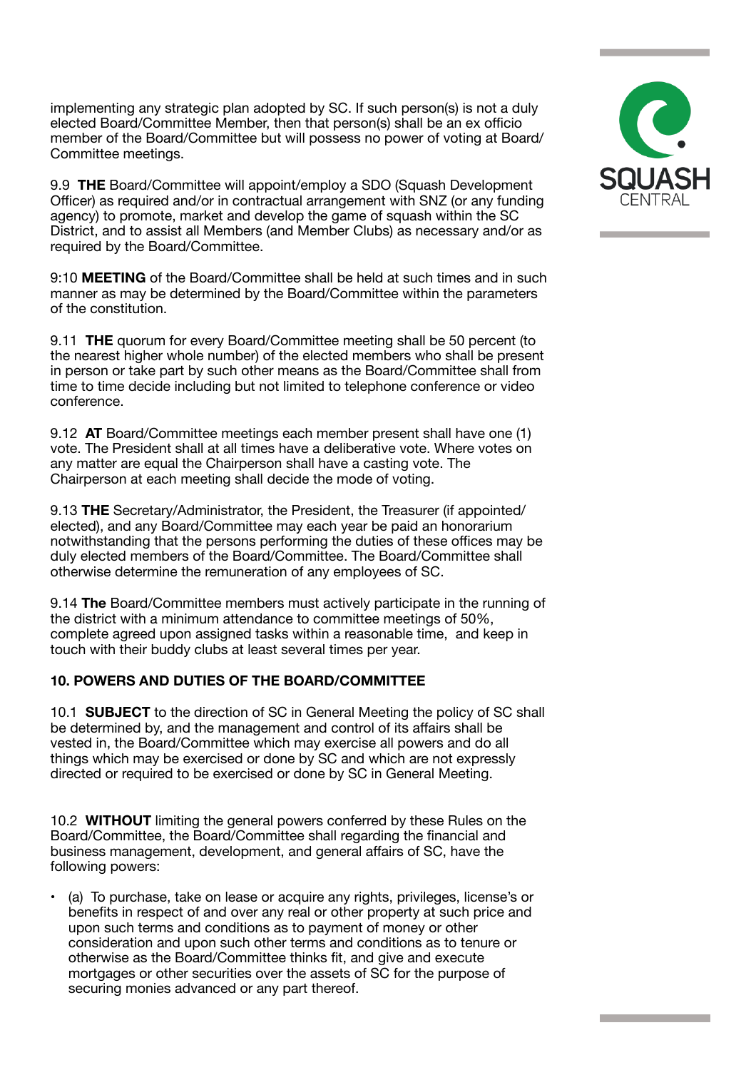implementing any strategic plan adopted by SC. If such person(s) is not a duly elected Board/Committee Member, then that person(s) shall be an ex officio member of the Board/Committee but will possess no power of voting at Board/ Committee meetings.

9.9 **THE** Board/Committee will appoint/employ a SDO (Squash Development Officer) as required and/or in contractual arrangement with SNZ (or any funding agency) to promote, market and develop the game of squash within the SC District, and to assist all Members (and Member Clubs) as necessary and/or as required by the Board/Committee.

9:10 **MEETING** of the Board/Committee shall be held at such times and in such manner as may be determined by the Board/Committee within the parameters of the constitution.

9.11 **THE** quorum for every Board/Committee meeting shall be 50 percent (to the nearest higher whole number) of the elected members who shall be present in person or take part by such other means as the Board/Committee shall from time to time decide including but not limited to telephone conference or video conference.

9.12 **AT** Board/Committee meetings each member present shall have one (1) vote. The President shall at all times have a deliberative vote. Where votes on any matter are equal the Chairperson shall have a casting vote. The Chairperson at each meeting shall decide the mode of voting.

9.13 **THE** Secretary/Administrator, the President, the Treasurer (if appointed/ elected), and any Board/Committee may each year be paid an honorarium notwithstanding that the persons performing the duties of these offices may be duly elected members of the Board/Committee. The Board/Committee shall otherwise determine the remuneration of any employees of SC.

9.14 **The** Board/Committee members must actively participate in the running of the district with a minimum attendance to committee meetings of 50%, complete agreed upon assigned tasks within a reasonable time, and keep in touch with their buddy clubs at least several times per year.

## 10. POWERS AND DUTIES OF THE BOARD/COMMITTEE

10.1 **SUBJECT** to the direction of SC in General Meeting the policy of SC shall be determined by, and the management and control of its affairs shall be vested in, the Board/Committee which may exercise all powers and do all things which may be exercised or done by SC and which are not expressly directed or required to be exercised or done by SC in General Meeting.

10.2 **WITHOUT** limiting the general powers conferred by these Rules on the Board/Committee, the Board/Committee shall regarding the financial and business management, development, and general affairs of SC, have the following powers:

- (a) To purchase, take on lease or acquire any rights, privileges, license's or benefits in respect of and over any real or other property at such price and upon such terms and conditions as to payment of money or other consideration and upon such other terms and conditions as to tenure or otherwise as the Board/Committee thinks fit, and give and execute mortgages or other securities over the assets of SC for the purpose of securing monies advanced or any part thereof.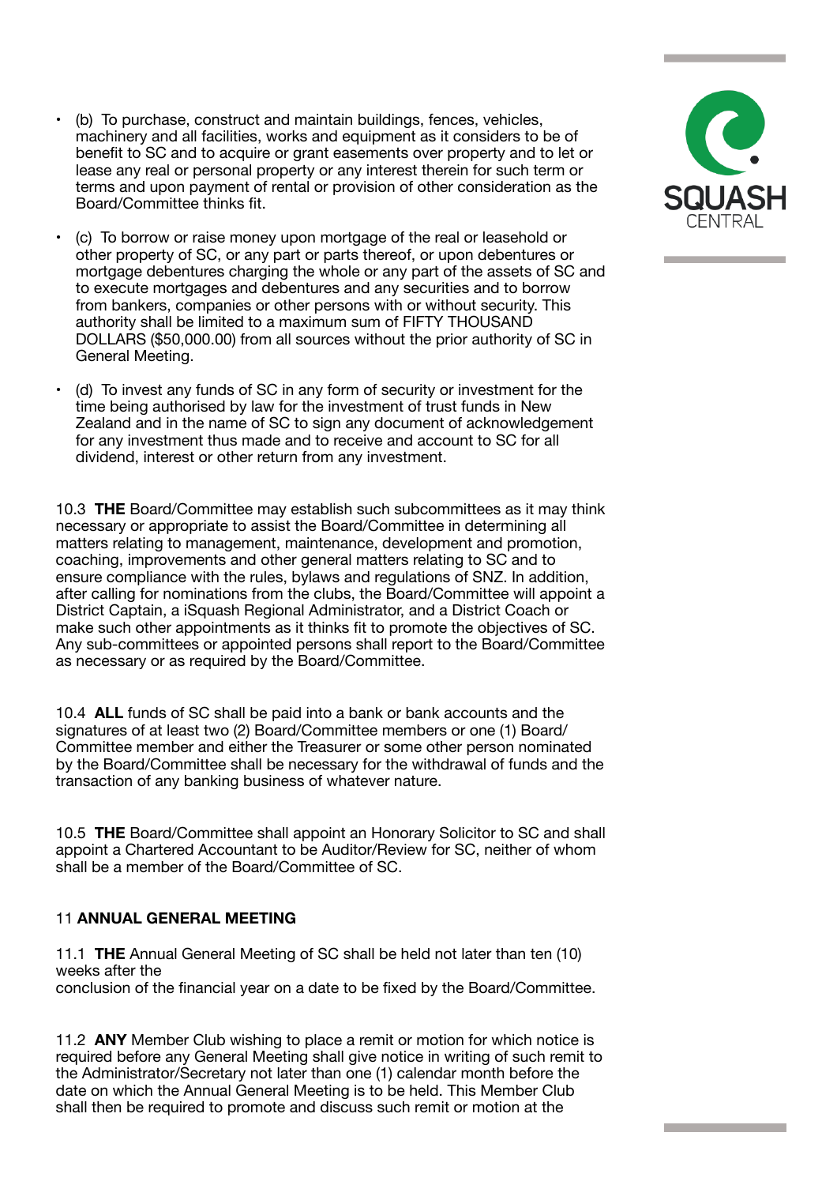- (b) To purchase, construct and maintain buildings, fences, vehicles, machinery and all facilities, works and equipment as it considers to be of benefit to SC and to acquire or grant easements over property and to let or lease any real or personal property or any interest therein for such term or terms and upon payment of rental or provision of other consideration as the Board/Committee thinks fit.
- (c) To borrow or raise money upon mortgage of the real or leasehold or other property of SC, or any part or parts thereof, or upon debentures or mortgage debentures charging the whole or any part of the assets of SC and to execute mortgages and debentures and any securities and to borrow from bankers, companies or other persons with or without security. This authority shall be limited to a maximum sum of FIFTY THOUSAND DOLLARS ($50,000.00) from all sources without the prior authority of SC in General Meeting.
- (d) To invest any funds of SC in any form of security or investment for the time being authorised by law for the investment of trust funds in New Zealand and in the name of SC to sign any document of acknowledgement for any investment thus made and to receive and account to SC for all dividend, interest or other return from any investment.

10.3 **THE** Board/Committee may establish such subcommittees as it may think necessary or appropriate to assist the Board/Committee in determining all matters relating to management, maintenance, development and promotion, coaching, improvements and other general matters relating to SC and to ensure compliance with the rules, bylaws and regulations of SNZ. In addition, after calling for nominations from the clubs, the Board/Committee will appoint a District Captain, a iSquash Regional Administrator, and a District Coach or make such other appointments as it thinks fit to promote the objectives of SC. Any sub-committees or appointed persons shall report to the Board/Committee as necessary or as required by the Board/Committee.

10.4 **ALL** funds of SC shall be paid into a bank or bank accounts and the signatures of at least two (2) Board/Committee members or one (1) Board/Committee member and either the Treasurer or some other person nominated by the Board/Committee shall be necessary for the withdrawal of funds and the transaction of any banking business of whatever nature.

10.5 **THE** Board/Committee shall appoint an Honorary Solicitor to SC and shall appoint a Chartered Accountant to be Auditor/Review for SC, neither of whom shall be a member of the Board/Committee of SC.

## 11 ANNUAL GENERAL MEETING

11.1 **THE** Annual General Meeting of SC shall be held not later than ten (10) weeks after the
conclusion of the financial year on a date to be fixed by the Board/Committee.

11.2 **ANY** Member Club wishing to place a remit or motion for which notice is required before any General Meeting shall give notice in writing of such remit to the Administrator/Secretary not later than one (1) calendar month before the date on which the Annual General Meeting is to be held. This Member Club shall then be required to promote and discuss such remit or motion at the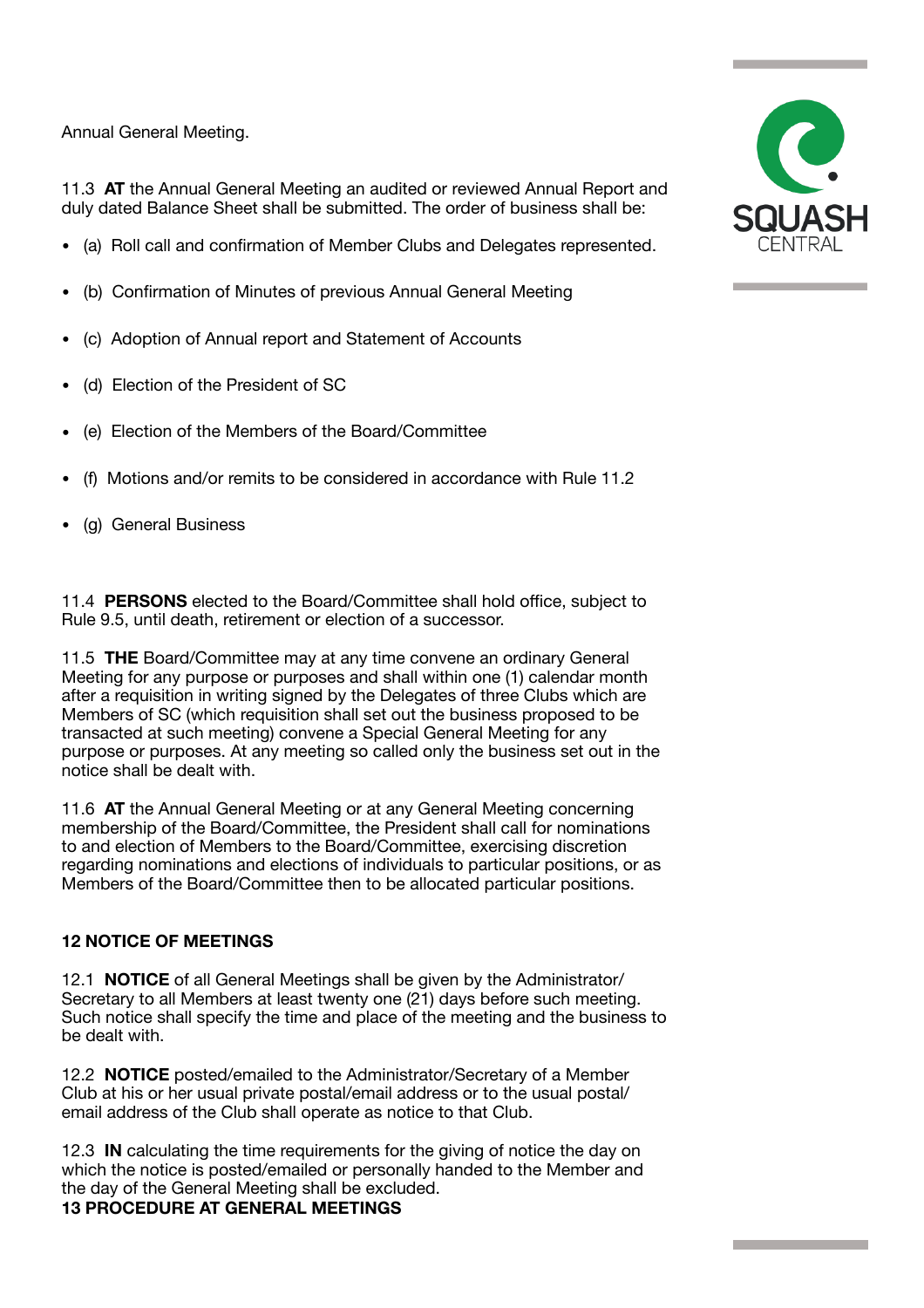Annual General Meeting.

11.3 **AT** the Annual General Meeting an audited or reviewed Annual Report and duly dated Balance Sheet shall be submitted. The order of business shall be:

- (a) Roll call and confirmation of Member Clubs and Delegates represented.
- (b) Confirmation of Minutes of previous Annual General Meeting
- (c) Adoption of Annual report and Statement of Accounts
- (d) Election of the President of SC
- (e) Election of the Members of the Board/Committee
- (f) Motions and/or remits to be considered in accordance with Rule 11.2
- (g) General Business

11.4 **PERSONS** elected to the Board/Committee shall hold office, subject to Rule 9.5, until death, retirement or election of a successor.

11.5 **THE** Board/Committee may at any time convene an ordinary General Meeting for any purpose or purposes and shall within one (1) calendar month after a requisition in writing signed by the Delegates of three Clubs which are Members of SC (which requisition shall set out the business proposed to be transacted at such meeting) convene a Special General Meeting for any purpose or purposes. At any meeting so called only the business set out in the notice shall be dealt with.

11.6 **AT** the Annual General Meeting or at any General Meeting concerning membership of the Board/Committee, the President shall call for nominations to and election of Members to the Board/Committee, exercising discretion regarding nominations and elections of individuals to particular positions, or as Members of the Board/Committee then to be allocated particular positions.

## 12 NOTICE OF MEETINGS

12.1 **NOTICE** of all General Meetings shall be given by the Administrator/Secretary to all Members at least twenty one (21) days before such meeting. Such notice shall specify the time and place of the meeting and the business to be dealt with.

12.2 **NOTICE** posted/emailed to the Administrator/Secretary of a Member Club at his or her usual private postal/email address or to the usual postal/email address of the Club shall operate as notice to that Club.

12.3 **IN** calculating the time requirements for the giving of notice the day on which the notice is posted/emailed or personally handed to the Member and the day of the General Meeting shall be excluded.

## 13 PROCEDURE AT GENERAL MEETINGS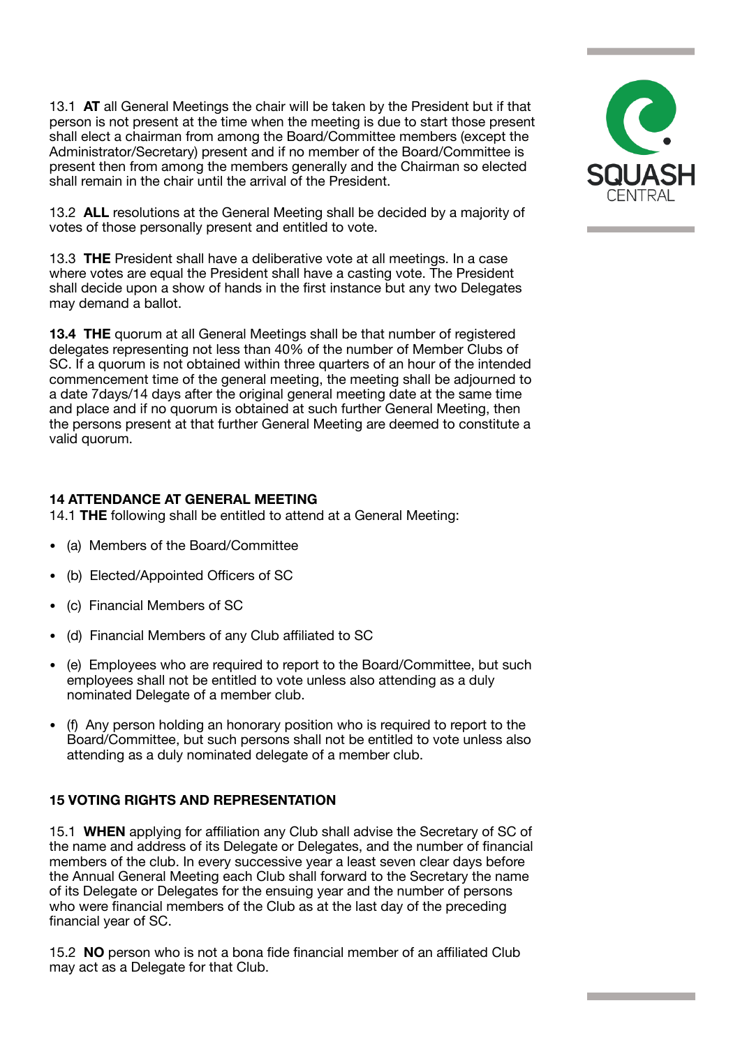13.1 **AT** all General Meetings the chair will be taken by the President but if that person is not present at the time when the meeting is due to start those present shall elect a chairman from among the Board/Committee members (except the Administrator/Secretary) present and if no member of the Board/Committee is present then from among the members generally and the Chairman so elected shall remain in the chair until the arrival of the President.

13.2 **ALL** resolutions at the General Meeting shall be decided by a majority of votes of those personally present and entitled to vote.

13.3 **THE** President shall have a deliberative vote at all meetings. In a case where votes are equal the President shall have a casting vote. The President shall decide upon a show of hands in the first instance but any two Delegates may demand a ballot.

**13.4 THE** quorum at all General Meetings shall be that number of registered delegates representing not less than 40% of the number of Member Clubs of SC. If a quorum is not obtained within three quarters of an hour of the intended commencement time of the general meeting, the meeting shall be adjourned to a date 7days/14 days after the original general meeting date at the same time and place and if no quorum is obtained at such further General Meeting, then the persons present at that further General Meeting are deemed to constitute a valid quorum.

## 14 ATTENDANCE AT GENERAL MEETING

14.1 **THE** following shall be entitled to attend at a General Meeting:

- (a) Members of the Board/Committee
- (b) Elected/Appointed Officers of SC
- (c) Financial Members of SC
- (d) Financial Members of any Club affiliated to SC
- (e) Employees who are required to report to the Board/Committee, but such employees shall not be entitled to vote unless also attending as a duly nominated Delegate of a member club.
- (f) Any person holding an honorary position who is required to report to the Board/Committee, but such persons shall not be entitled to vote unless also attending as a duly nominated delegate of a member club.

## 15 VOTING RIGHTS AND REPRESENTATION

15.1 **WHEN** applying for affiliation any Club shall advise the Secretary of SC of the name and address of its Delegate or Delegates, and the number of financial members of the club. In every successive year a least seven clear days before the Annual General Meeting each Club shall forward to the Secretary the name of its Delegate or Delegates for the ensuing year and the number of persons who were financial members of the Club as at the last day of the preceding financial year of SC.

15.2 **NO** person who is not a bona fide financial member of an affiliated Club may act as a Delegate for that Club.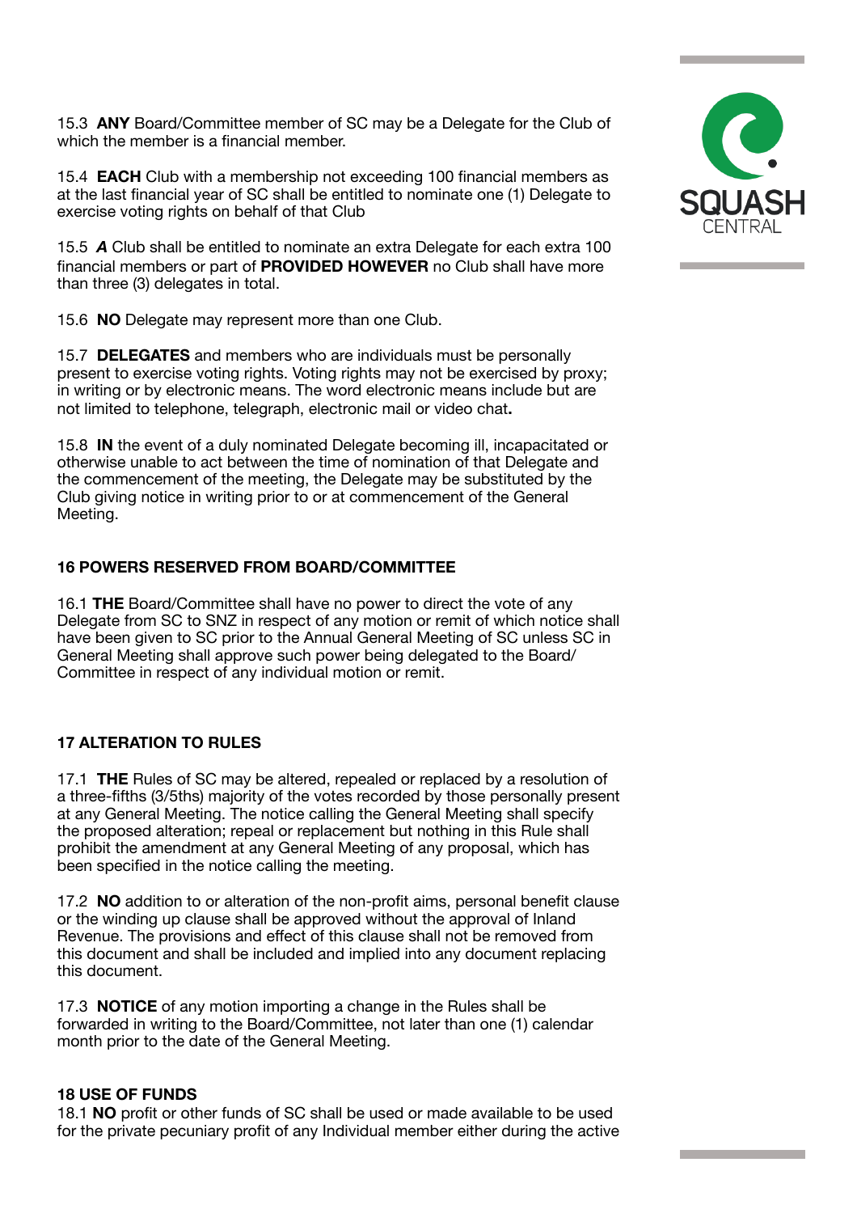15.3 **ANY** Board/Committee member of SC may be a Delegate for the Club of which the member is a financial member.

15.4 **EACH** Club with a membership not exceeding 100 financial members as at the last financial year of SC shall be entitled to nominate one (1) Delegate to exercise voting rights on behalf of that Club

15.5 ***A*** Club shall be entitled to nominate an extra Delegate for each extra 100 financial members or part of **PROVIDED HOWEVER** no Club shall have more than three (3) delegates in total.

15.6 **NO** Delegate may represent more than one Club.

15.7 **DELEGATES** and members who are individuals must be personally present to exercise voting rights. Voting rights may not be exercised by proxy; in writing or by electronic means. The word electronic means include but are not limited to telephone, telegraph, electronic mail or video chat**.**

15.8 **IN** the event of a duly nominated Delegate becoming ill, incapacitated or otherwise unable to act between the time of nomination of that Delegate and the commencement of the meeting, the Delegate may be substituted by the Club giving notice in writing prior to or at commencement of the General Meeting.

### 16 POWERS RESERVED FROM BOARD/COMMITTEE

16.1 **THE** Board/Committee shall have no power to direct the vote of any Delegate from SC to SNZ in respect of any motion or remit of which notice shall have been given to SC prior to the Annual General Meeting of SC unless SC in General Meeting shall approve such power being delegated to the Board/Committee in respect of any individual motion or remit.

### 17 ALTERATION TO RULES

17.1 **THE** Rules of SC may be altered, repealed or replaced by a resolution of a three-fifths (3/5ths) majority of the votes recorded by those personally present at any General Meeting. The notice calling the General Meeting shall specify the proposed alteration; repeal or replacement but nothing in this Rule shall prohibit the amendment at any General Meeting of any proposal, which has been specified in the notice calling the meeting.

17.2 **NO** addition to or alteration of the non-profit aims, personal benefit clause or the winding up clause shall be approved without the approval of Inland Revenue. The provisions and effect of this clause shall not be removed from this document and shall be included and implied into any document replacing this document.

17.3 **NOTICE** of any motion importing a change in the Rules shall be forwarded in writing to the Board/Committee, not later than one (1) calendar month prior to the date of the General Meeting.

### 18 USE OF FUNDS

18.1 **NO** profit or other funds of SC shall be used or made available to be used for the private pecuniary profit of any Individual member either during the active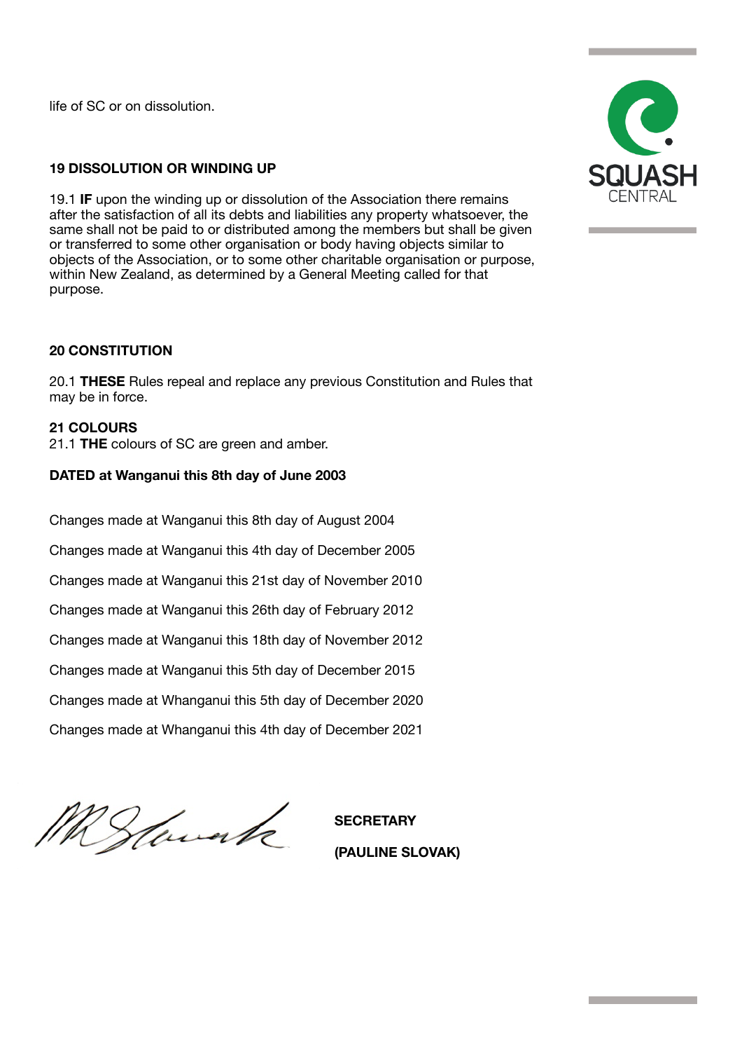life of SC or on dissolution.

## 19 DISSOLUTION OR WINDING UP

19.1 **IF** upon the winding up or dissolution of the Association there remains after the satisfaction of all its debts and liabilities any property whatsoever, the same shall not be paid to or distributed among the members but shall be given or transferred to some other organisation or body having objects similar to objects of the Association, or to some other charitable organisation or purpose, within New Zealand, as determined by a General Meeting called for that purpose.

## 20 CONSTITUTION

20.1 **THESE** Rules repeal and replace any previous Constitution and Rules that may be in force.

## 21 COLOURS

21.1 **THE** colours of SC are green and amber.

**DATED at Wanganui this 8th day of June 2003**

Changes made at Wanganui this 8th day of August 2004

Changes made at Wanganui this 4th day of December 2005

Changes made at Wanganui this 21st day of November 2010

Changes made at Wanganui this 26th day of February 2012

Changes made at Wanganui this 18th day of November 2012

Changes made at Wanganui this 5th day of December 2015

Changes made at Whanganui this 5th day of December 2020

Changes made at Whanganui this 4th day of December 2021

**SECRETARY**

**(PAULINE SLOVAK)**